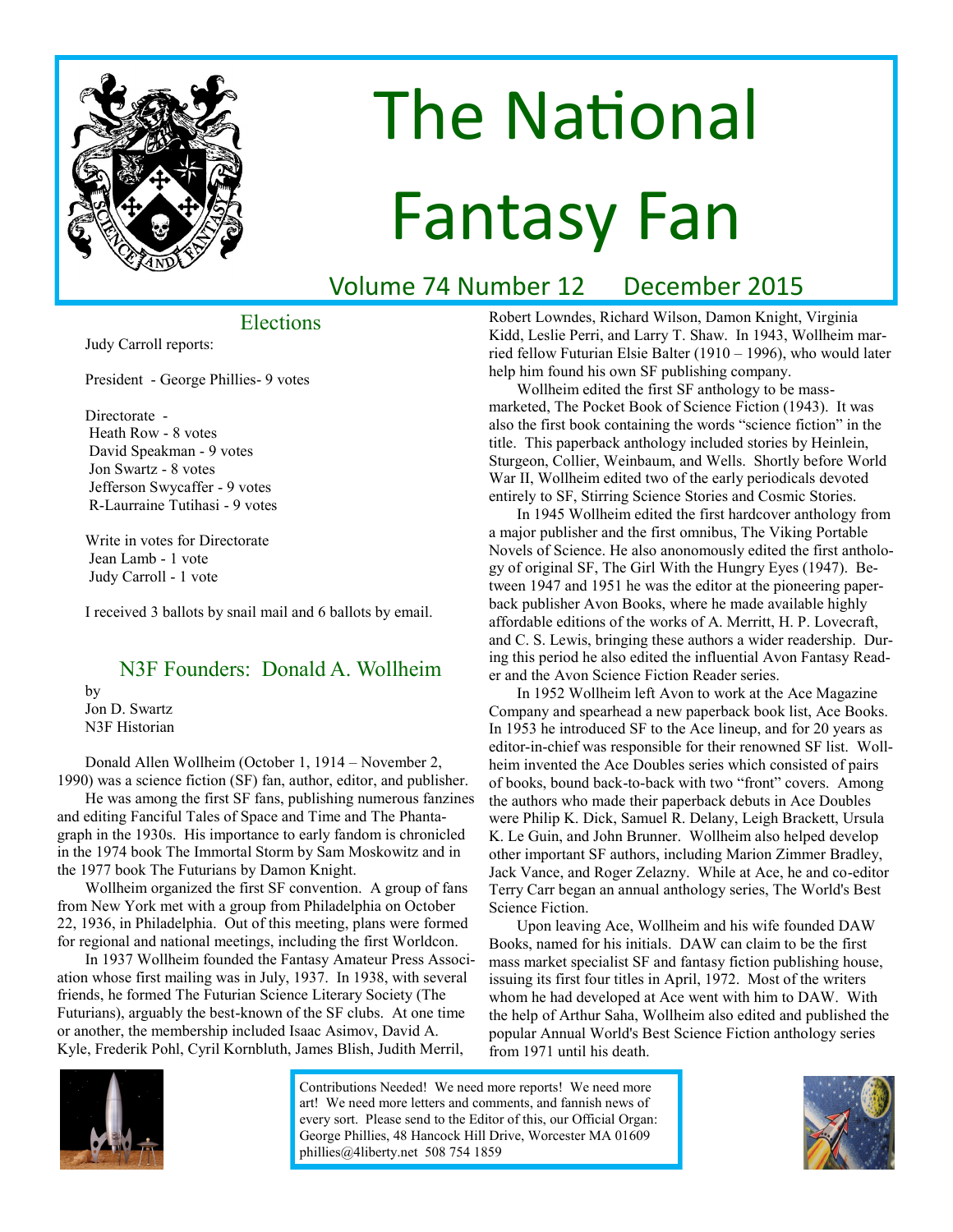# The National Fantasy Fan

Volume 74 Number 12 December 2015

## Elections

Judy Carroll reports:

President - George Phillies- 9 votes

Directorate -
Heath Row - 8 votes
David Speakman - 9 votes
Jon Swartz - 8 votes
Jefferson Swycaffer - 9 votes
R-Laurraine Tutihasi - 9 votes

Write in votes for Directorate
Jean Lamb - 1 vote
Judy Carroll - 1 vote

I received 3 ballots by snail mail and 6 ballots by email.

## N3F Founders: Donald A. Wollheim

by
Jon D. Swartz
N3F Historian

Donald Allen Wollheim (October 1, 1914 – November 2, 1990) was a science fiction (SF) fan, author, editor, and publisher.

He was among the first SF fans, publishing numerous fanzines and editing Fanciful Tales of Space and Time and The Phantagraph in the 1930s. His importance to early fandom is chronicled in the 1974 book The Immortal Storm by Sam Moskowitz and in the 1977 book The Futurians by Damon Knight.

Wollheim organized the first SF convention. A group of fans from New York met with a group from Philadelphia on October 22, 1936, in Philadelphia. Out of this meeting, plans were formed for regional and national meetings, including the first Worldcon.

In 1937 Wollheim founded the Fantasy Amateur Press Association whose first mailing was in July, 1937. In 1938, with several friends, he formed The Futurian Science Literary Society (The Futurians), arguably the best-known of the SF clubs. At one time or another, the membership included Isaac Asimov, David A. Kyle, Frederik Pohl, Cyril Kornbluth, James Blish, Judith Merril, Robert Lowndes, Richard Wilson, Damon Knight, Virginia Kidd, Leslie Perri, and Larry T. Shaw. In 1943, Wollheim married fellow Futurian Elsie Balter (1910 – 1996), who would later help him found his own SF publishing company.

Wollheim edited the first SF anthology to be mass-marketed, The Pocket Book of Science Fiction (1943). It was also the first book containing the words "science fiction" in the title. This paperback anthology included stories by Heinlein, Sturgeon, Collier, Weinbaum, and Wells. Shortly before World War II, Wollheim edited two of the early periodicals devoted entirely to SF, Stirring Science Stories and Cosmic Stories.

In 1945 Wollheim edited the first hardcover anthology from a major publisher and the first omnibus, The Viking Portable Novels of Science. He also anonomously edited the first anthology of original SF, The Girl With the Hungry Eyes (1947). Between 1947 and 1951 he was the editor at the pioneering paperback publisher Avon Books, where he made available highly affordable editions of the works of A. Merritt, H. P. Lovecraft, and C. S. Lewis, bringing these authors a wider readership. During this period he also edited the influential Avon Fantasy Reader and the Avon Science Fiction Reader series.

In 1952 Wollheim left Avon to work at the Ace Magazine Company and spearhead a new paperback book list, Ace Books. In 1953 he introduced SF to the Ace lineup, and for 20 years as editor-in-chief was responsible for their renowned SF list. Wollheim invented the Ace Doubles series which consisted of pairs of books, bound back-to-back with two "front" covers. Among the authors who made their paperback debuts in Ace Doubles were Philip K. Dick, Samuel R. Delany, Leigh Brackett, Ursula K. Le Guin, and John Brunner. Wollheim also helped develop other important SF authors, including Marion Zimmer Bradley, Jack Vance, and Roger Zelazny. While at Ace, he and co-editor Terry Carr began an annual anthology series, The World's Best Science Fiction.

Upon leaving Ace, Wollheim and his wife founded DAW Books, named for his initials. DAW can claim to be the first mass market specialist SF and fantasy fiction publishing house, issuing its first four titles in April, 1972. Most of the writers whom he had developed at Ace went with him to DAW. With the help of Arthur Saha, Wollheim also edited and published the popular Annual World's Best Science Fiction anthology series from 1971 until his death.

Contributions Needed! We need more reports! We need more art! We need more letters and comments, and fannish news of every sort. Please send to the Editor of this, our Official Organ: George Phillies, 48 Hancock Hill Drive, Worcester MA 01609 phillies@4liberty.net 508 754 1859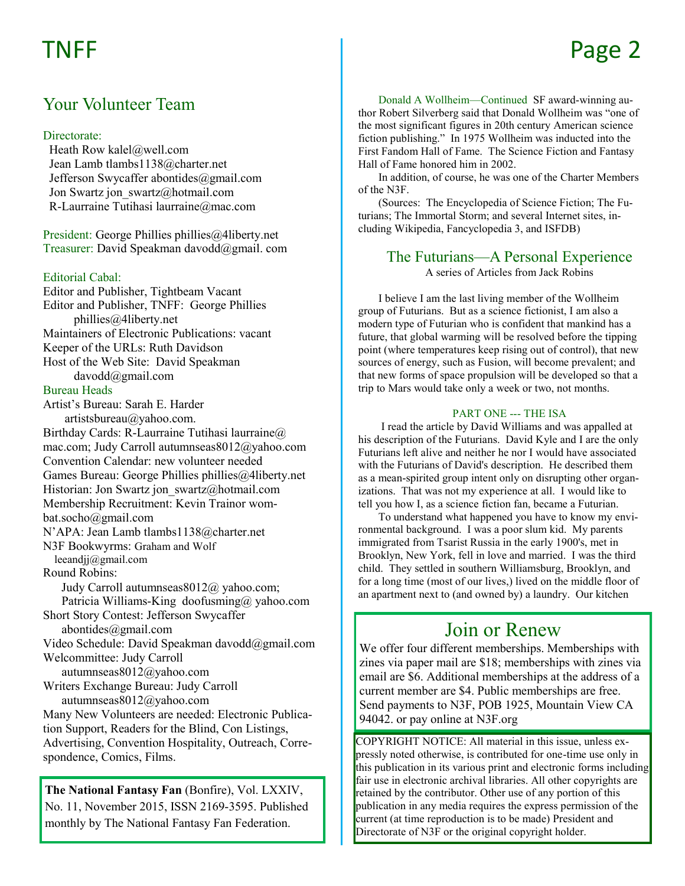## Your Volunteer Team

Directorate:

Heath Row kalel@well.com
Jean Lamb tlambs1138@charter.net
Jefferson Swycaffer abontides@gmail.com
Jon Swartz jon_swartz@hotmail.com
R-Laurraine Tutihasi laurraine@mac.com

President: George Phillies phillies@4liberty.net
Treasurer: David Speakman davodd@gmail. com

Editorial Cabal:
Editor and Publisher, Tightbeam Vacant
Editor and Publisher, TNFF: George Phillies phillies@4liberty.net
Maintainers of Electronic Publications: vacant
Keeper of the URLs: Ruth Davidson
Host of the Web Site: David Speakman davodd@gmail.com

Bureau Heads
Artist's Bureau: Sarah E. Harder artistsbureau@yahoo.com.
Birthday Cards: R-Laurraine Tutihasi laurraine@mac.com; Judy Carroll autumnseas8012@yahoo.com
Convention Calendar: new volunteer needed
Games Bureau: George Phillies phillies@4liberty.net
Historian: Jon Swartz jon_swartz@hotmail.com
Membership Recruitment: Kevin Trainor wombat.socho@gmail.com
N'APA: Jean Lamb tlambs1138@charter.net
N3F Bookwyrms: Graham and Wolf leeandjj@gmail.com
Round Robins:
Judy Carroll autumnseas8012@ yahoo.com;
Patricia Williams-King doofusming@ yahoo.com
Short Story Contest: Jefferson Swycaffer abontides@gmail.com
Video Schedule: David Speakman davodd@gmail.com
Welcommittee: Judy Carroll autumnseas8012@yahoo.com
Writers Exchange Bureau: Judy Carroll autumnseas8012@yahoo.com
Many New Volunteers are needed: Electronic Publication Support, Readers for the Blind, Con Listings, Advertising, Convention Hospitality, Outreach, Correspondence, Comics, Films.

**The National Fantasy Fan** (Bonfire), Vol. LXXIV, No. 11, November 2015, ISSN 2169-3595. Published monthly by The National Fantasy Fan Federation.

Donald A Wollheim—Continued SF award-winning author Robert Silverberg said that Donald Wollheim was "one of the most significant figures in 20th century American science fiction publishing." In 1975 Wollheim was inducted into the First Fandom Hall of Fame. The Science Fiction and Fantasy Hall of Fame honored him in 2002.

In addition, of course, he was one of the Charter Members of the N3F.

(Sources: The Encyclopedia of Science Fiction; The Futurians; The Immortal Storm; and several Internet sites, including Wikipedia, Fancyclopedia 3, and ISFDB)

## The Futurians—A Personal Experience

A series of Articles from Jack Robins

I believe I am the last living member of the Wollheim group of Futurians. But as a science fictionist, I am also a modern type of Futurian who is confident that mankind has a future, that global warming will be resolved before the tipping point (where temperatures keep rising out of control), that new sources of energy, such as Fusion, will become prevalent; and that new forms of space propulsion will be developed so that a trip to Mars would take only a week or two, not months.

### PART ONE --- THE ISA

I read the article by David Williams and was appalled at his description of the Futurians. David Kyle and I are the only Futurians left alive and neither he nor I would have associated with the Futurians of David's description. He described them as a mean-spirited group intent only on disrupting other organizations. That was not my experience at all. I would like to tell you how I, as a science fiction fan, became a Futurian.

To understand what happened you have to know my environmental background. I was a poor slum kid. My parents immigrated from Tsarist Russia in the early 1900's, met in Brooklyn, New York, fell in love and married. I was the third child. They settled in southern Williamsburg, Brooklyn, and for a long time (most of our lives,) lived on the middle floor of an apartment next to (and owned by) a laundry. Our kitchen

## Join or Renew

We offer four different memberships. Memberships with zines via paper mail are $18; memberships with zines via email are $6. Additional memberships at the address of a current member are $4. Public memberships are free. Send payments to N3F, POB 1925, Mountain View CA 94042. or pay online at N3F.org

COPYRIGHT NOTICE: All material in this issue, unless expressly noted otherwise, is contributed for one-time use only in this publication in its various print and electronic forms including fair use in electronic archival libraries. All other copyrights are retained by the contributor. Other use of any portion of this publication in any media requires the express permission of the current (at time reproduction is to be made) President and Directorate of N3F or the original copyright holder.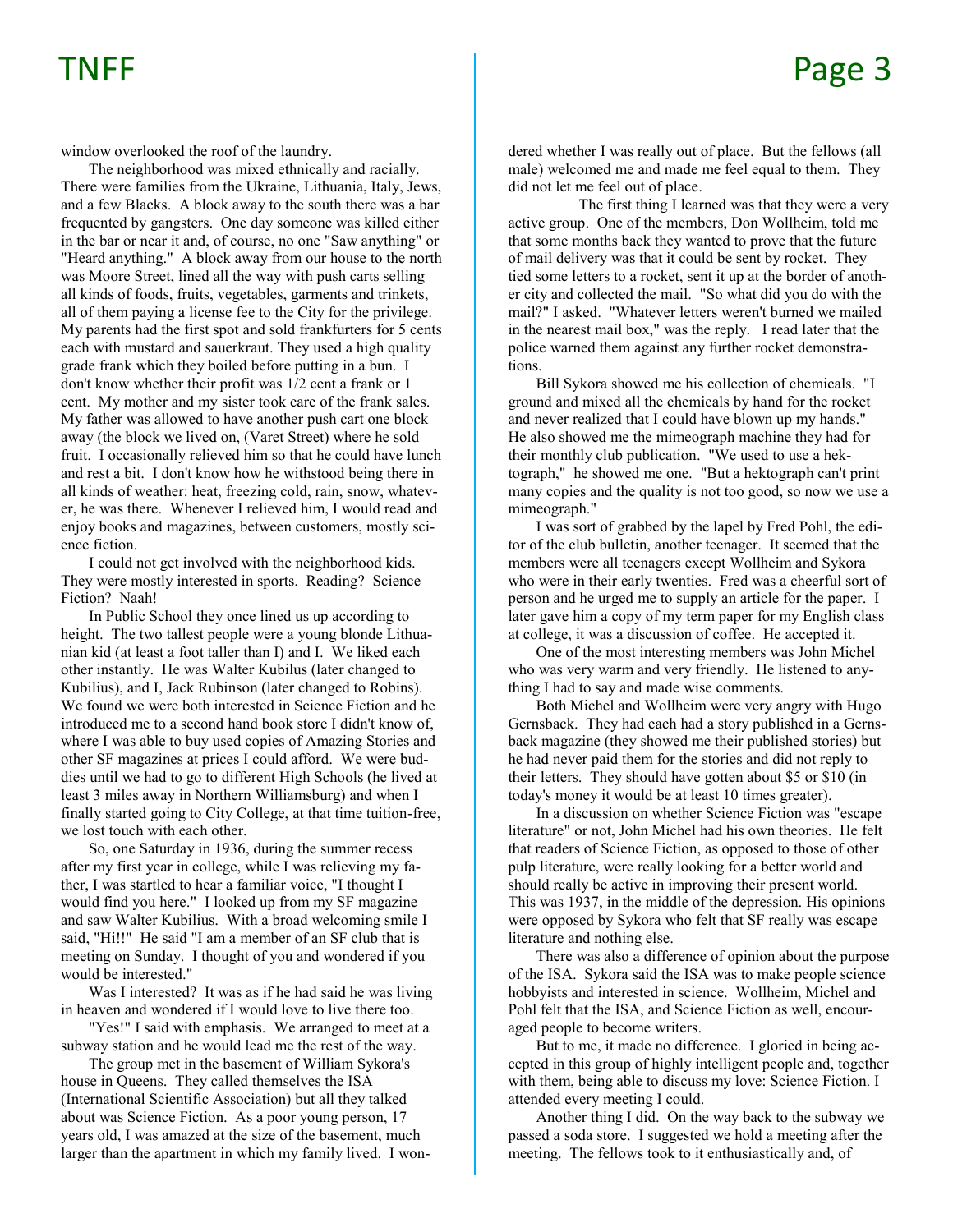window overlooked the roof of the laundry.

The neighborhood was mixed ethnically and racially. There were families from the Ukraine, Lithuania, Italy, Jews, and a few Blacks. A block away to the south there was a bar frequented by gangsters. One day someone was killed either in the bar or near it and, of course, no one "Saw anything" or "Heard anything." A block away from our house to the north was Moore Street, lined all the way with push carts selling all kinds of foods, fruits, vegetables, garments and trinkets, all of them paying a license fee to the City for the privilege. My parents had the first spot and sold frankfurters for 5 cents each with mustard and sauerkraut. They used a high quality grade frank which they boiled before putting in a bun. I don't know whether their profit was 1/2 cent a frank or 1 cent. My mother and my sister took care of the frank sales. My father was allowed to have another push cart one block away (the block we lived on, (Varet Street) where he sold fruit. I occasionally relieved him so that he could have lunch and rest a bit. I don't know how he withstood being there in all kinds of weather: heat, freezing cold, rain, snow, whatever, he was there. Whenever I relieved him, I would read and enjoy books and magazines, between customers, mostly science fiction.

I could not get involved with the neighborhood kids. They were mostly interested in sports. Reading? Science Fiction? Naah!

In Public School they once lined us up according to height. The two tallest people were a young blonde Lithuanian kid (at least a foot taller than I) and I. We liked each other instantly. He was Walter Kubilus (later changed to Kubilius), and I, Jack Rubinson (later changed to Robins). We found we were both interested in Science Fiction and he introduced me to a second hand book store I didn't know of, where I was able to buy used copies of Amazing Stories and other SF magazines at prices I could afford. We were buddies until we had to go to different High Schools (he lived at least 3 miles away in Northern Williamsburg) and when I finally started going to City College, at that time tuition-free, we lost touch with each other.

So, one Saturday in 1936, during the summer recess after my first year in college, while I was relieving my father, I was startled to hear a familiar voice, "I thought I would find you here." I looked up from my SF magazine and saw Walter Kubilius. With a broad welcoming smile I said, "Hi!!" He said "I am a member of an SF club that is meeting on Sunday. I thought of you and wondered if you would be interested."

Was I interested? It was as if he had said he was living in heaven and wondered if I would love to live there too.

"Yes!" I said with emphasis. We arranged to meet at a subway station and he would lead me the rest of the way.

The group met in the basement of William Sykora's house in Queens. They called themselves the ISA (International Scientific Association) but all they talked about was Science Fiction. As a poor young person, 17 years old, I was amazed at the size of the basement, much larger than the apartment in which my family lived. I wondered whether I was really out of place. But the fellows (all male) welcomed me and made me feel equal to them. They did not let me feel out of place.

The first thing I learned was that they were a very active group. One of the members, Don Wollheim, told me that some months back they wanted to prove that the future of mail delivery was that it could be sent by rocket. They tied some letters to a rocket, sent it up at the border of another city and collected the mail. "So what did you do with the mail?" I asked. "Whatever letters weren't burned we mailed in the nearest mail box," was the reply. I read later that the police warned them against any further rocket demonstrations.

Bill Sykora showed me his collection of chemicals. "I ground and mixed all the chemicals by hand for the rocket and never realized that I could have blown up my hands." He also showed me the mimeograph machine they had for their monthly club publication. "We used to use a hektograph," he showed me one. "But a hektograph can't print many copies and the quality is not too good, so now we use a mimeograph."

I was sort of grabbed by the lapel by Fred Pohl, the editor of the club bulletin, another teenager. It seemed that the members were all teenagers except Wollheim and Sykora who were in their early twenties. Fred was a cheerful sort of person and he urged me to supply an article for the paper. I later gave him a copy of my term paper for my English class at college, it was a discussion of coffee. He accepted it.

One of the most interesting members was John Michel who was very warm and very friendly. He listened to anything I had to say and made wise comments.

Both Michel and Wollheim were very angry with Hugo Gernsback. They had each had a story published in a Gernsback magazine (they showed me their published stories) but he had never paid them for the stories and did not reply to their letters. They should have gotten about $5 or $10 (in today's money it would be at least 10 times greater).

In a discussion on whether Science Fiction was "escape literature" or not, John Michel had his own theories. He felt that readers of Science Fiction, as opposed to those of other pulp literature, were really looking for a better world and should really be active in improving their present world. This was 1937, in the middle of the depression. His opinions were opposed by Sykora who felt that SF really was escape literature and nothing else.

There was also a difference of opinion about the purpose of the ISA. Sykora said the ISA was to make people science hobbyists and interested in science. Wollheim, Michel and Pohl felt that the ISA, and Science Fiction as well, encouraged people to become writers.

But to me, it made no difference. I gloried in being accepted in this group of highly intelligent people and, together with them, being able to discuss my love: Science Fiction. I attended every meeting I could.

Another thing I did. On the way back to the subway we passed a soda store. I suggested we hold a meeting after the meeting. The fellows took to it enthusiastically and, of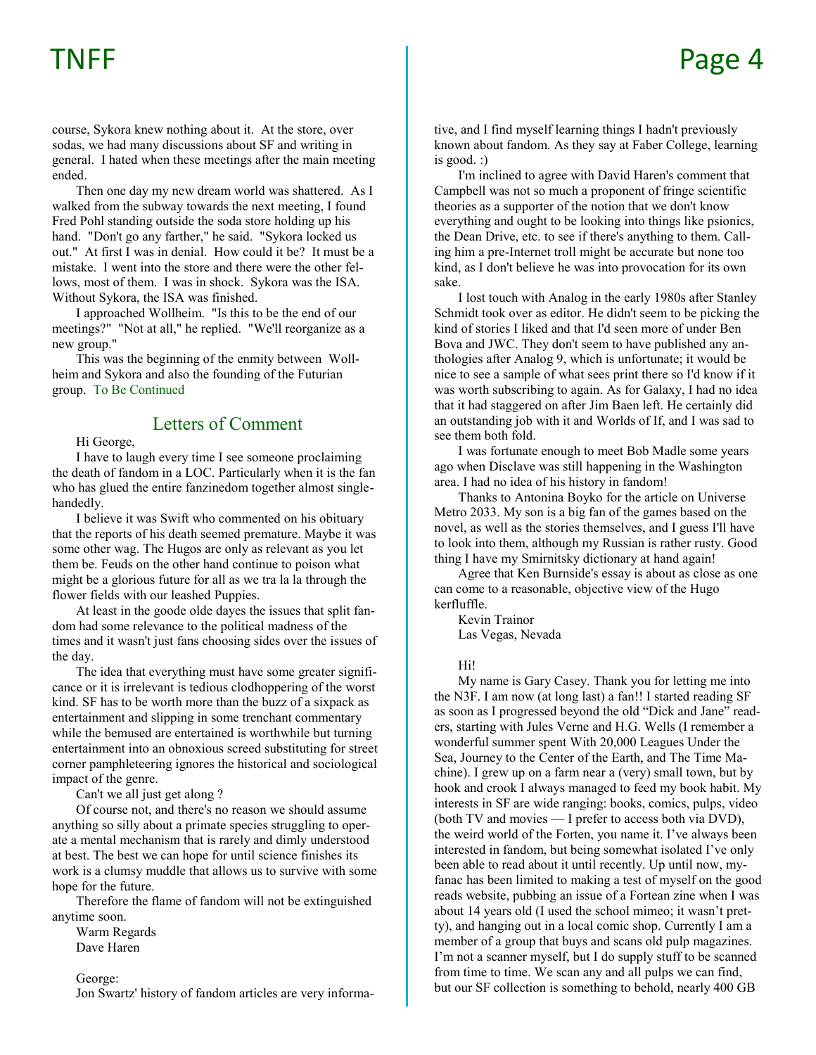course, Sykora knew nothing about it. At the store, over sodas, we had many discussions about SF and writing in general. I hated when these meetings after the main meeting ended.

Then one day my new dream world was shattered. As I walked from the subway towards the next meeting, I found Fred Pohl standing outside the soda store holding up his hand. "Don't go any farther," he said. "Sykora locked us out." At first I was in denial. How could it be? It must be a mistake. I went into the store and there were the other fellows, most of them. I was in shock. Sykora was the ISA. Without Sykora, the ISA was finished.

I approached Wollheim. "Is this to be the end of our meetings?" "Not at all," he replied. "We'll reorganize as a new group."

This was the beginning of the enmity between Wollheim and Sykora and also the founding of the Futurian group. To Be Continued

## Letters of Comment

Hi George,

I have to laugh every time I see someone proclaiming the death of fandom in a LOC. Particularly when it is the fan who has glued the entire fanzinedom together almost single-handedly.

I believe it was Swift who commented on his obituary that the reports of his death seemed premature. Maybe it was some other wag. The Hugos are only as relevant as you let them be. Feuds on the other hand continue to poison what might be a glorious future for all as we tra la la through the flower fields with our leashed Puppies.

At least in the goode olde dayes the issues that split fandom had some relevance to the political madness of the times and it wasn't just fans choosing sides over the issues of the day.

The idea that everything must have some greater significance or it is irrelevant is tedious clodhoppering of the worst kind. SF has to be worth more than the buzz of a sixpack as entertainment and slipping in some trenchant commentary while the bemused are entertained is worthwhile but turning entertainment into an obnoxious screed substituting for street corner pamphleteering ignores the historical and sociological impact of the genre.

Can't we all just get along ?

Of course not, and there's no reason we should assume anything so silly about a primate species struggling to operate a mental mechanism that is rarely and dimly understood at best. The best we can hope for until science finishes its work is a clumsy muddle that allows us to survive with some hope for the future.

Therefore the flame of fandom will not be extinguished anytime soon.

Warm Regards
Dave Haren

George:

Jon Swartz' history of fandom articles are very informative, and I find myself learning things I hadn't previously known about fandom. As they say at Faber College, learning is good. :)

I'm inclined to agree with David Haren's comment that Campbell was not so much a proponent of fringe scientific theories as a supporter of the notion that we don't know everything and ought to be looking into things like psionics, the Dean Drive, etc. to see if there's anything to them. Calling him a pre-Internet troll might be accurate but none too kind, as I don't believe he was into provocation for its own sake.

I lost touch with Analog in the early 1980s after Stanley Schmidt took over as editor. He didn't seem to be picking the kind of stories I liked and that I'd seen more of under Ben Bova and JWC. They don't seem to have published any anthologies after Analog 9, which is unfortunate; it would be nice to see a sample of what sees print there so I'd know if it was worth subscribing to again. As for Galaxy, I had no idea that it had staggered on after Jim Baen left. He certainly did an outstanding job with it and Worlds of If, and I was sad to see them both fold.

I was fortunate enough to meet Bob Madle some years ago when Disclave was still happening in the Washington area. I had no idea of his history in fandom!

Thanks to Antonina Boyko for the article on Universe Metro 2033. My son is a big fan of the games based on the novel, as well as the stories themselves, and I guess I'll have to look into them, although my Russian is rather rusty. Good thing I have my Smirnitsky dictionary at hand again!

Agree that Ken Burnside's essay is about as close as one can come to a reasonable, objective view of the Hugo kerfluffle.

Kevin Trainor
Las Vegas, Nevada

Hi!

My name is Gary Casey. Thank you for letting me into the N3F. I am now (at long last) a fan!! I started reading SF as soon as I progressed beyond the old "Dick and Jane" readers, starting with Jules Verne and H.G. Wells (I remember a wonderful summer spent With 20,000 Leagues Under the Sea, Journey to the Center of the Earth, and The Time Machine). I grew up on a farm near a (very) small town, but by hook and crook I always managed to feed my book habit. My interests in SF are wide ranging: books, comics, pulps, video (both TV and movies — I prefer to access both via DVD), the weird world of the Forten, you name it. I've always been interested in fandom, but being somewhat isolated I've only been able to read about it until recently. Up until now, my-fanac has been limited to making a test of myself on the good reads website, pubbing an issue of a Fortean zine when I was about 14 years old (I used the school mimeo; it wasn't pretty), and hanging out in a local comic shop. Currently I am a member of a group that buys and scans old pulp magazines. I'm not a scanner myself, but I do supply stuff to be scanned from time to time. We scan any and all pulps we can find, but our SF collection is something to behold, nearly 400 GB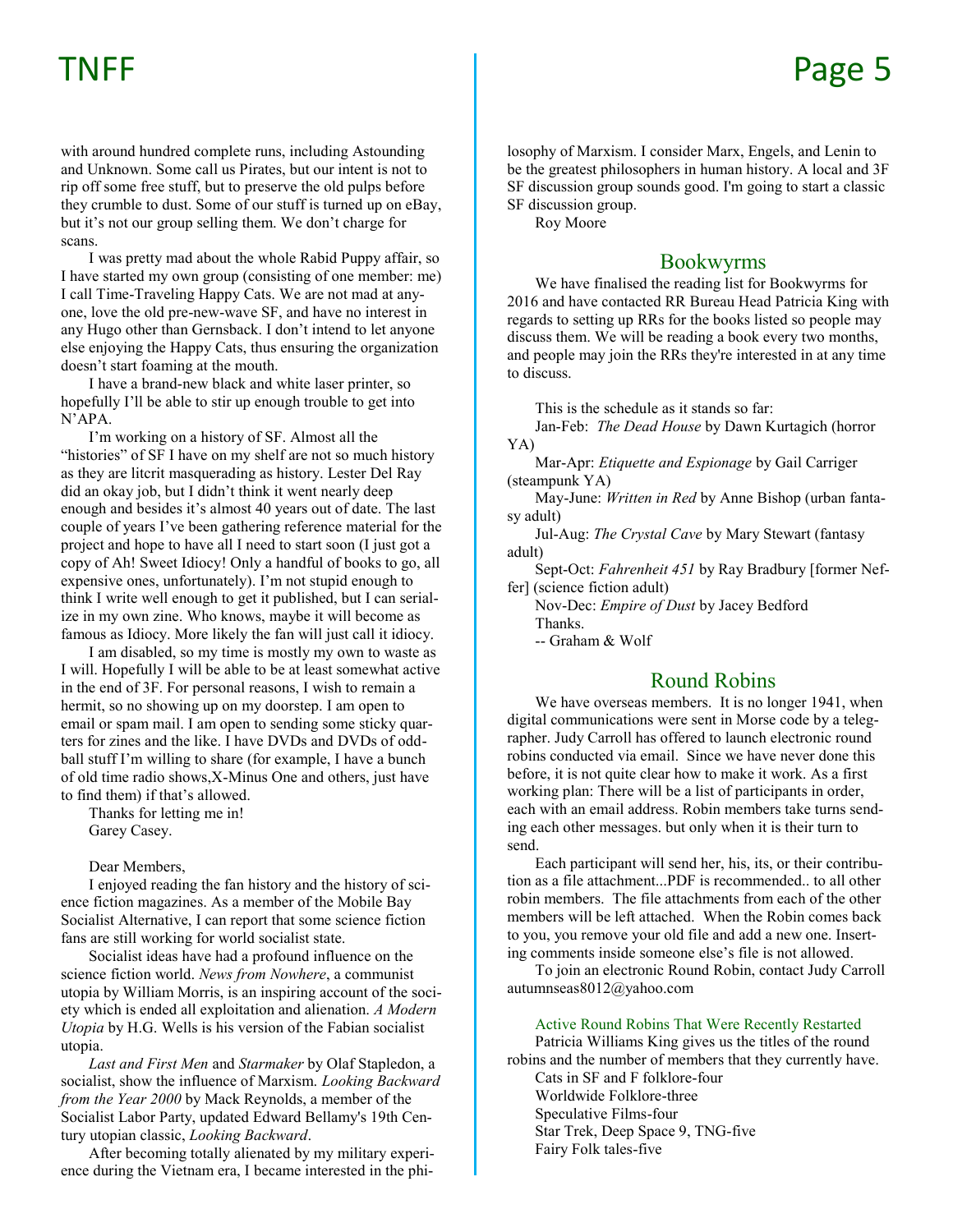with around hundred complete runs, including Astounding and Unknown. Some call us Pirates, but our intent is not to rip off some free stuff, but to preserve the old pulps before they crumble to dust. Some of our stuff is turned up on eBay, but it's not our group selling them. We don't charge for scans.

I was pretty mad about the whole Rabid Puppy affair, so I have started my own group (consisting of one member: me) I call Time-Traveling Happy Cats. We are not mad at anyone, love the old pre-new-wave SF, and have no interest in any Hugo other than Gernsback. I don't intend to let anyone else enjoying the Happy Cats, thus ensuring the organization doesn't start foaming at the mouth.

I have a brand-new black and white laser printer, so hopefully I'll be able to stir up enough trouble to get into N'APA.

I'm working on a history of SF. Almost all the "histories" of SF I have on my shelf are not so much history as they are litcrit masquerading as history. Lester Del Ray did an okay job, but I didn't think it went nearly deep enough and besides it's almost 40 years out of date. The last couple of years I've been gathering reference material for the project and hope to have all I need to start soon (I just got a copy of Ah! Sweet Idiocy! Only a handful of books to go, all expensive ones, unfortunately). I'm not stupid enough to think I write well enough to get it published, but I can serialize in my own zine. Who knows, maybe it will become as famous as Idiocy. More likely the fan will just call it idiocy.

I am disabled, so my time is mostly my own to waste as I will. Hopefully I will be able to be at least somewhat active in the end of 3F. For personal reasons, I wish to remain a hermit, so no showing up on my doorstep. I am open to email or spam mail. I am open to sending some sticky quarters for zines and the like. I have DVDs and DVDs of oddball stuff I'm willing to share (for example, I have a bunch of old time radio shows,X-Minus One and others, just have to find them) if that's allowed.

Thanks for letting me in!

Garey Casey.

Dear Members,

I enjoyed reading the fan history and the history of science fiction magazines. As a member of the Mobile Bay Socialist Alternative, I can report that some science fiction fans are still working for world socialist state.

Socialist ideas have had a profound influence on the science fiction world. *News from Nowhere*, a communist utopia by William Morris, is an inspiring account of the society which is ended all exploitation and alienation. *A Modern Utopia* by H.G. Wells is his version of the Fabian socialist utopia.

*Last and First Men* and *Starmaker* by Olaf Stapledon, a socialist, show the influence of Marxism. *Looking Backward from the Year 2000* by Mack Reynolds, a member of the Socialist Labor Party, updated Edward Bellamy's 19th Century utopian classic, *Looking Backward*.

After becoming totally alienated by my military experience during the Vietnam era, I became interested in the philosophy of Marxism. I consider Marx, Engels, and Lenin to be the greatest philosophers in human history. A local and 3F SF discussion group sounds good. I'm going to start a classic SF discussion group.

Roy Moore

## Bookwyrms

We have finalised the reading list for Bookwyrms for 2016 and have contacted RR Bureau Head Patricia King with regards to setting up RRs for the books listed so people may discuss them. We will be reading a book every two months, and people may join the RRs they're interested in at any time to discuss.

This is the schedule as it stands so far:

Jan-Feb: *The Dead House* by Dawn Kurtagich (horror YA)

Mar-Apr: *Etiquette and Espionage* by Gail Carriger (steampunk YA)

May-June: *Written in Red* by Anne Bishop (urban fantasy adult)

Jul-Aug: *The Crystal Cave* by Mary Stewart (fantasy adult)

Sept-Oct: *Fahrenheit 451* by Ray Bradbury [former Neffer] (science fiction adult)

Nov-Dec: *Empire of Dust* by Jacey Bedford

Thanks.

-- Graham & Wolf

## Round Robins

We have overseas members. It is no longer 1941, when digital communications were sent in Morse code by a telegrapher. Judy Carroll has offered to launch electronic round robins conducted via email. Since we have never done this before, it is not quite clear how to make it work. As a first working plan: There will be a list of participants in order, each with an email address. Robin members take turns sending each other messages. but only when it is their turn to send.

Each participant will send her, his, its, or their contribution as a file attachment...PDF is recommended.. to all other robin members. The file attachments from each of the other members will be left attached. When the Robin comes back to you, you remove your old file and add a new one. Inserting comments inside someone else's file is not allowed.

To join an electronic Round Robin, contact Judy Carroll autumnseas8012@yahoo.com

### Active Round Robins That Were Recently Restarted

Patricia Williams King gives us the titles of the round robins and the number of members that they currently have.

Cats in SF and F folklore-four

Worldwide Folklore-three

Speculative Films-four

Star Trek, Deep Space 9, TNG-five

Fairy Folk tales-five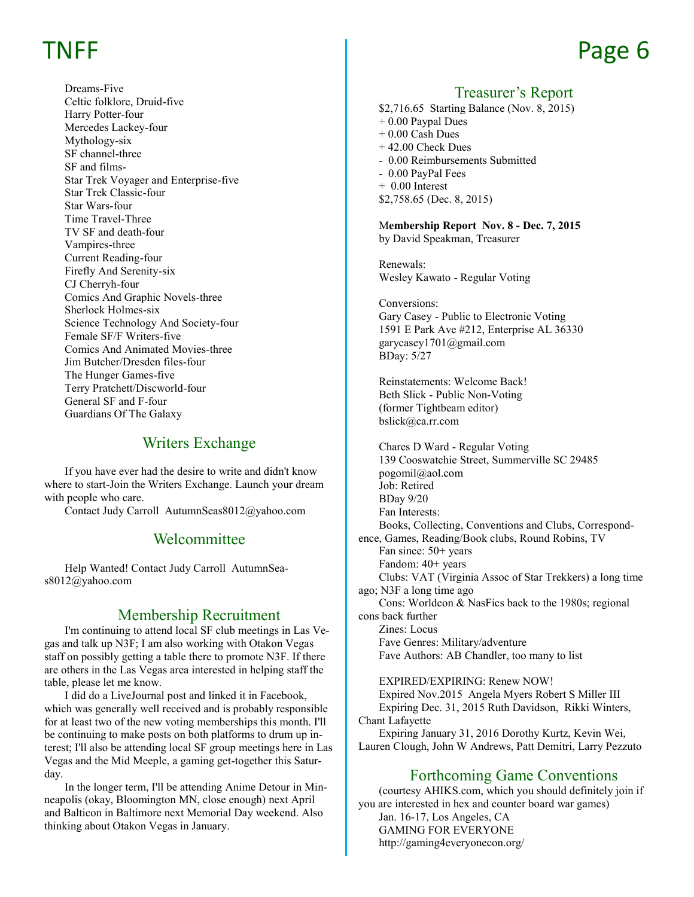Dreams-Five
Celtic folklore, Druid-five
Harry Potter-four
Mercedes Lackey-four
Mythology-six
SF channel-three
SF and films-
Star Trek Voyager and Enterprise-five
Star Trek Classic-four
Star Wars-four
Time Travel-Three
TV SF and death-four
Vampires-three
Current Reading-four
Firefly And Serenity-six
CJ Cherryh-four
Comics And Graphic Novels-three
Sherlock Holmes-six
Science Technology And Society-four
Female SF/F Writers-five
Comics And Animated Movies-three
Jim Butcher/Dresden files-four
The Hunger Games-five
Terry Pratchett/Discworld-four
General SF and F-four
Guardians Of The Galaxy

## Writers Exchange

If you have ever had the desire to write and didn't know where to start-Join the Writers Exchange. Launch your dream with people who care.

Contact Judy Carroll AutumnSeas8012@yahoo.com

## Welcommittee

Help Wanted! Contact Judy Carroll AutumnSeas8012@yahoo.com

## Membership Recruitment

I'm continuing to attend local SF club meetings in Las Vegas and talk up N3F; I am also working with Otakon Vegas staff on possibly getting a table there to promote N3F. If there are others in the Las Vegas area interested in helping staff the table, please let me know.

I did do a LiveJournal post and linked it in Facebook, which was generally well received and is probably responsible for at least two of the new voting memberships this month. I'll be continuing to make posts on both platforms to drum up interest; I'll also be attending local SF group meetings here in Las Vegas and the Mid Meeple, a gaming get-together this Saturday.

In the longer term, I'll be attending Anime Detour in Minneapolis (okay, Bloomington MN, close enough) next April and Balticon in Baltimore next Memorial Day weekend. Also thinking about Otakon Vegas in January.

## Treasurer's Report

$2,716.65 Starting Balance (Nov. 8, 2015)
+ 0.00 Paypal Dues
+ 0.00 Cash Dues
+ 42.00 Check Dues
- 0.00 Reimbursements Submitted
- 0.00 PayPal Fees
+ 0.00 Interest
$2,758.65 (Dec. 8, 2015)

**Membership Report Nov. 8 - Dec. 7, 2015**
by David Speakman, Treasurer

Renewals:
Wesley Kawato - Regular Voting

Conversions:
Gary Casey - Public to Electronic Voting
1591 E Park Ave #212, Enterprise AL 36330
garycasey1701@gmail.com
BDay: 5/27

Reinstatements: Welcome Back!
Beth Slick - Public Non-Voting
(former Tightbeam editor)
bslick@ca.rr.com

Chares D Ward - Regular Voting
139 Cooswatchie Street, Summerville SC 29485
pogomil@aol.com
Job: Retired
BDay 9/20
Fan Interests:
Books, Collecting, Conventions and Clubs, Correspondence, Games, Reading/Book clubs, Round Robins, TV
Fan since: 50+ years
Fandom: 40+ years
Clubs: VAT (Virginia Assoc of Star Trekkers) a long time ago; N3F a long time ago
Cons: Worldcon & NasFics back to the 1980s; regional cons back further
Zines: Locus
Fave Genres: Military/adventure
Fave Authors: AB Chandler, too many to list

EXPIRED/EXPIRING: Renew NOW!
Expired Nov.2015 Angela Myers Robert S Miller III
Expiring Dec. 31, 2015 Ruth Davidson, Rikki Winters, Chant Lafayette
Expiring January 31, 2016 Dorothy Kurtz, Kevin Wei, Lauren Clough, John W Andrews, Patt Demitri, Larry Pezzuto

## Forthcoming Game Conventions

(courtesy AHIKS.com, which you should definitely join if you are interested in hex and counter board war games)
Jan. 16-17, Los Angeles, CA
GAMING FOR EVERYONE
http://gaming4everyonecon.org/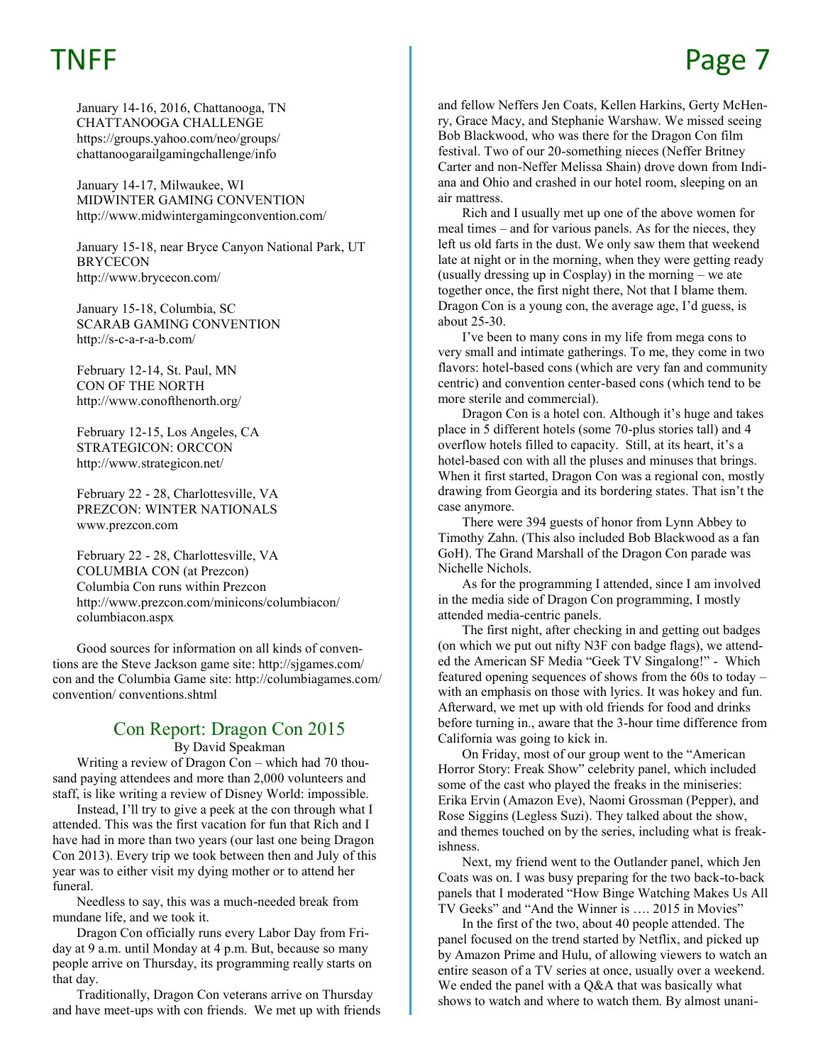January 14-16, 2016, Chattanooga, TN
CHATTANOOGA CHALLENGE
https://groups.yahoo.com/neo/groups/chattanoogarailgamingchallenge/info

January 14-17, Milwaukee, WI
MIDWINTER GAMING CONVENTION
http://www.midwintergamingconvention.com/

January 15-18, near Bryce Canyon National Park, UT
BRYCECON
http://www.brycecon.com/

January 15-18, Columbia, SC
SCARAB GAMING CONVENTION
http://s-c-a-r-a-b.com/

February 12-14, St. Paul, MN
CON OF THE NORTH
http://www.conofthenorth.org/

February 12-15, Los Angeles, CA
STRATEGICON: ORCCON
http://www.strategicon.net/

February 22 - 28, Charlottesville, VA
PREZCON: WINTER NATIONALS
www.prezcon.com

February 22 - 28, Charlottesville, VA
COLUMBIA CON (at Prezcon)
Columbia Con runs within Prezcon
http://www.prezcon.com/minicons/columbiacon/columbiacon.aspx

Good sources for information on all kinds of conventions are the Steve Jackson game site: http://sjgames.com/con and the Columbia Game site: http://columbiagames.com/convention/ conventions.shtml

## Con Report: Dragon Con 2015

By David Speakman

Writing a review of Dragon Con – which had 70 thousand paying attendees and more than 2,000 volunteers and staff, is like writing a review of Disney World: impossible.

Instead, I'll try to give a peek at the con through what I attended. This was the first vacation for fun that Rich and I have had in more than two years (our last one being Dragon Con 2013). Every trip we took between then and July of this year was to either visit my dying mother or to attend her funeral.

Needless to say, this was a much-needed break from mundane life, and we took it.

Dragon Con officially runs every Labor Day from Friday at 9 a.m. until Monday at 4 p.m. But, because so many people arrive on Thursday, its programming really starts on that day.

Traditionally, Dragon Con veterans arrive on Thursday and have meet-ups with con friends. We met up with friends and fellow Neffers Jen Coats, Kellen Harkins, Gerty McHenry, Grace Macy, and Stephanie Warshaw. We missed seeing Bob Blackwood, who was there for the Dragon Con film festival. Two of our 20-something nieces (Neffer Britney Carter and non-Neffer Melissa Shain) drove down from Indiana and Ohio and crashed in our hotel room, sleeping on an air mattress.

Rich and I usually met up one of the above women for meal times – and for various panels. As for the nieces, they left us old farts in the dust. We only saw them that weekend late at night or in the morning, when they were getting ready (usually dressing up in Cosplay) in the morning – we ate together once, the first night there, Not that I blame them. Dragon Con is a young con, the average age, I'd guess, is about 25-30.

I've been to many cons in my life from mega cons to very small and intimate gatherings. To me, they come in two flavors: hotel-based cons (which are very fan and community centric) and convention center-based cons (which tend to be more sterile and commercial).

Dragon Con is a hotel con. Although it's huge and takes place in 5 different hotels (some 70-plus stories tall) and 4 overflow hotels filled to capacity. Still, at its heart, it's a hotel-based con with all the pluses and minuses that brings. When it first started, Dragon Con was a regional con, mostly drawing from Georgia and its bordering states. That isn't the case anymore.

There were 394 guests of honor from Lynn Abbey to Timothy Zahn. (This also included Bob Blackwood as a fan GoH). The Grand Marshall of the Dragon Con parade was Nichelle Nichols.

As for the programming I attended, since I am involved in the media side of Dragon Con programming, I mostly attended media-centric panels.

The first night, after checking in and getting out badges (on which we put out nifty N3F con badge flags), we attended the American SF Media "Geek TV Singalong!" - Which featured opening sequences of shows from the 60s to today – with an emphasis on those with lyrics. It was hokey and fun. Afterward, we met up with old friends for food and drinks before turning in., aware that the 3-hour time difference from California was going to kick in.

On Friday, most of our group went to the "American Horror Story: Freak Show" celebrity panel, which included some of the cast who played the freaks in the miniseries: Erika Ervin (Amazon Eve), Naomi Grossman (Pepper), and Rose Siggins (Legless Suzi). They talked about the show, and themes touched on by the series, including what is freakishness.

Next, my friend went to the Outlander panel, which Jen Coats was on. I was busy preparing for the two back-to-back panels that I moderated "How Binge Watching Makes Us All TV Geeks" and "And the Winner is …. 2015 in Movies"

In the first of the two, about 40 people attended. The panel focused on the trend started by Netflix, and picked up by Amazon Prime and Hulu, of allowing viewers to watch an entire season of a TV series at once, usually over a weekend. We ended the panel with a Q&A that was basically what shows to watch and where to watch them. By almost unani-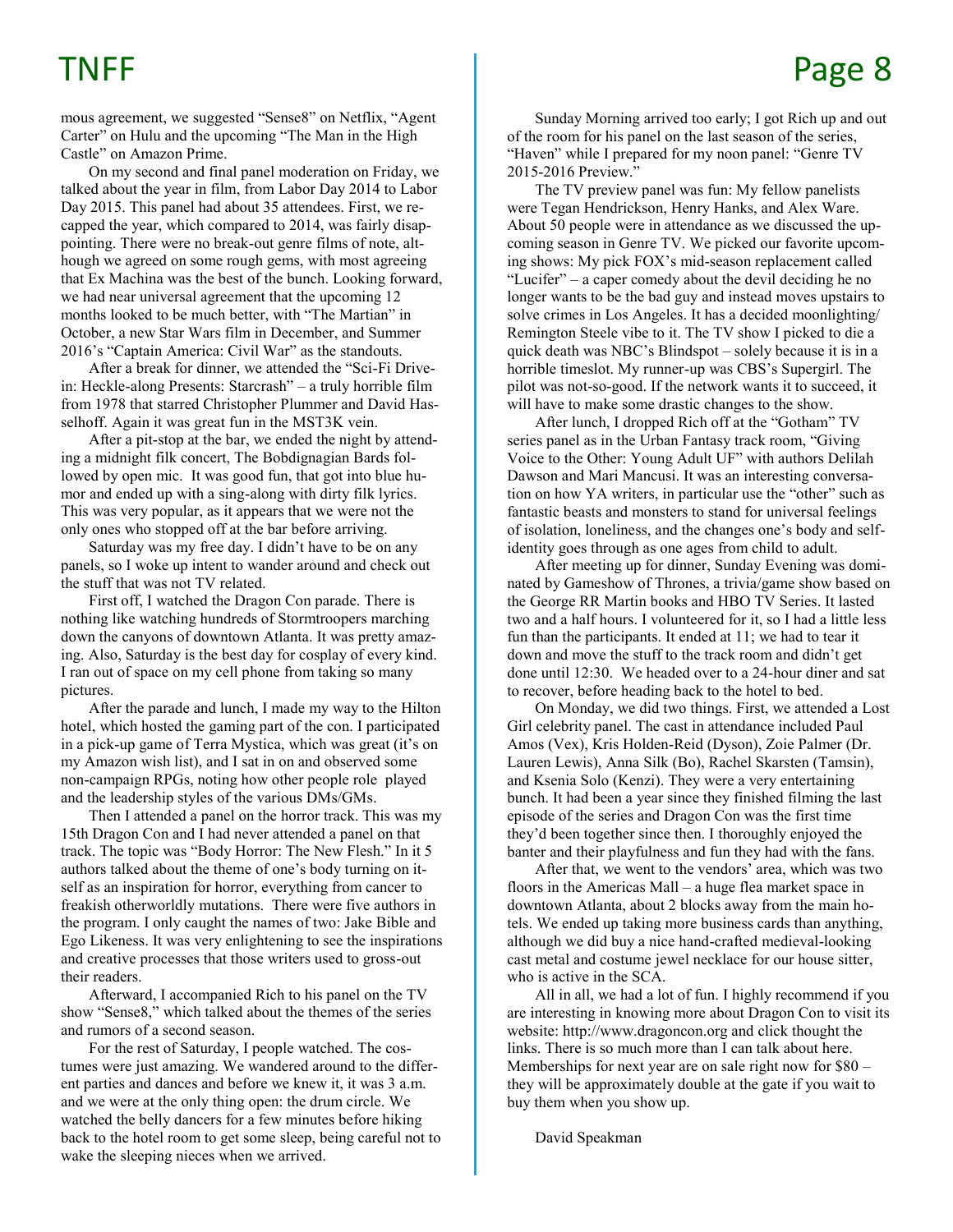mous agreement, we suggested "Sense8" on Netflix, "Agent Carter" on Hulu and the upcoming "The Man in the High Castle" on Amazon Prime.

On my second and final panel moderation on Friday, we talked about the year in film, from Labor Day 2014 to Labor Day 2015. This panel had about 35 attendees. First, we recapped the year, which compared to 2014, was fairly disappointing. There were no break-out genre films of note, although we agreed on some rough gems, with most agreeing that Ex Machina was the best of the bunch. Looking forward, we had near universal agreement that the upcoming 12 months looked to be much better, with "The Martian" in October, a new Star Wars film in December, and Summer 2016's "Captain America: Civil War" as the standouts.

After a break for dinner, we attended the "Sci-Fi Drive-in: Heckle-along Presents: Starcrash" – a truly horrible film from 1978 that starred Christopher Plummer and David Hasselhoff. Again it was great fun in the MST3K vein.

After a pit-stop at the bar, we ended the night by attending a midnight filk concert, The Bobdignagian Bards followed by open mic. It was good fun, that got into blue humor and ended up with a sing-along with dirty filk lyrics. This was very popular, as it appears that we were not the only ones who stopped off at the bar before arriving.

Saturday was my free day. I didn't have to be on any panels, so I woke up intent to wander around and check out the stuff that was not TV related.

First off, I watched the Dragon Con parade. There is nothing like watching hundreds of Stormtroopers marching down the canyons of downtown Atlanta. It was pretty amazing. Also, Saturday is the best day for cosplay of every kind. I ran out of space on my cell phone from taking so many pictures.

After the parade and lunch, I made my way to the Hilton hotel, which hosted the gaming part of the con. I participated in a pick-up game of Terra Mystica, which was great (it's on my Amazon wish list), and I sat in on and observed some non-campaign RPGs, noting how other people role played and the leadership styles of the various DMs/GMs.

Then I attended a panel on the horror track. This was my 15th Dragon Con and I had never attended a panel on that track. The topic was "Body Horror: The New Flesh." In it 5 authors talked about the theme of one's body turning on itself as an inspiration for horror, everything from cancer to freakish otherworldly mutations. There were five authors in the program. I only caught the names of two: Jake Bible and Ego Likeness. It was very enlightening to see the inspirations and creative processes that those writers used to gross-out their readers.

Afterward, I accompanied Rich to his panel on the TV show "Sense8," which talked about the themes of the series and rumors of a second season.

For the rest of Saturday, I people watched. The costumes were just amazing. We wandered around to the different parties and dances and before we knew it, it was 3 a.m. and we were at the only thing open: the drum circle. We watched the belly dancers for a few minutes before hiking back to the hotel room to get some sleep, being careful not to wake the sleeping nieces when we arrived.

Sunday Morning arrived too early; I got Rich up and out of the room for his panel on the last season of the series, "Haven" while I prepared for my noon panel: "Genre TV 2015-2016 Preview."

The TV preview panel was fun: My fellow panelists were Tegan Hendrickson, Henry Hanks, and Alex Ware. About 50 people were in attendance as we discussed the upcoming season in Genre TV. We picked our favorite upcoming shows: My pick FOX's mid-season replacement called "Lucifer" – a caper comedy about the devil deciding he no longer wants to be the bad guy and instead moves upstairs to solve crimes in Los Angeles. It has a decided moonlighting/ Remington Steele vibe to it. The TV show I picked to die a quick death was NBC's Blindspot – solely because it is in a horrible timeslot. My runner-up was CBS's Supergirl. The pilot was not-so-good. If the network wants it to succeed, it will have to make some drastic changes to the show.

After lunch, I dropped Rich off at the "Gotham" TV series panel as in the Urban Fantasy track room, "Giving Voice to the Other: Young Adult UF" with authors Delilah Dawson and Mari Mancusi. It was an interesting conversation on how YA writers, in particular use the "other" such as fantastic beasts and monsters to stand for universal feelings of isolation, loneliness, and the changes one's body and self-identity goes through as one ages from child to adult.

After meeting up for dinner, Sunday Evening was dominated by Gameshow of Thrones, a trivia/game show based on the George RR Martin books and HBO TV Series. It lasted two and a half hours. I volunteered for it, so I had a little less fun than the participants. It ended at 11; we had to tear it down and move the stuff to the track room and didn't get done until 12:30. We headed over to a 24-hour diner and sat to recover, before heading back to the hotel to bed.

On Monday, we did two things. First, we attended a Lost Girl celebrity panel. The cast in attendance included Paul Amos (Vex), Kris Holden-Reid (Dyson), Zoie Palmer (Dr. Lauren Lewis), Anna Silk (Bo), Rachel Skarsten (Tamsin), and Ksenia Solo (Kenzi). They were a very entertaining bunch. It had been a year since they finished filming the last episode of the series and Dragon Con was the first time they'd been together since then. I thoroughly enjoyed the banter and their playfulness and fun they had with the fans.

After that, we went to the vendors' area, which was two floors in the Americas Mall – a huge flea market space in downtown Atlanta, about 2 blocks away from the main hotels. We ended up taking more business cards than anything, although we did buy a nice hand-crafted medieval-looking cast metal and costume jewel necklace for our house sitter, who is active in the SCA.

All in all, we had a lot of fun. I highly recommend if you are interesting in knowing more about Dragon Con to visit its website: http://www.dragoncon.org and click thought the links. There is so much more than I can talk about here. Memberships for next year are on sale right now for $80 – they will be approximately double at the gate if you wait to buy them when you show up.

David Speakman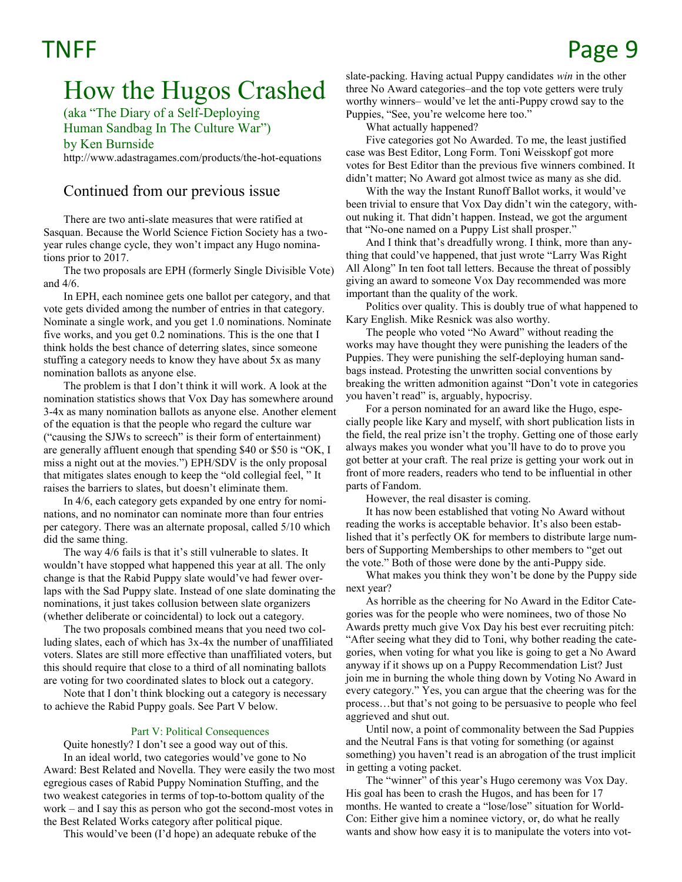# How the Hugos Crashed

(aka "The Diary of a Self-Deploying Human Sandbag In The Culture War")
by Ken Burnside

http://www.adastragames.com/products/the-hot-equations

## Continued from our previous issue

There are two anti-slate measures that were ratified at Sasquan. Because the World Science Fiction Society has a two-year rules change cycle, they won't impact any Hugo nominations prior to 2017.

The two proposals are EPH (formerly Single Divisible Vote) and 4/6.

In EPH, each nominee gets one ballot per category, and that vote gets divided among the number of entries in that category. Nominate a single work, and you get 1.0 nominations. Nominate five works, and you get 0.2 nominations. This is the one that I think holds the best chance of deterring slates, since someone stuffing a category needs to know they have about 5x as many nomination ballots as anyone else.

The problem is that I don't think it will work. A look at the nomination statistics shows that Vox Day has somewhere around 3-4x as many nomination ballots as anyone else. Another element of the equation is that the people who regard the culture war ("causing the SJWs to screech" is their form of entertainment) are generally affluent enough that spending $40 or $50 is "OK, I miss a night out at the movies.") EPH/SDV is the only proposal that mitigates slates enough to keep the "old collegial feel, " It raises the barriers to slates, but doesn't eliminate them.

In 4/6, each category gets expanded by one entry for nominations, and no nominator can nominate more than four entries per category. There was an alternate proposal, called 5/10 which did the same thing.

The way 4/6 fails is that it's still vulnerable to slates. It wouldn't have stopped what happened this year at all. The only change is that the Rabid Puppy slate would've had fewer overlaps with the Sad Puppy slate. Instead of one slate dominating the nominations, it just takes collusion between slate organizers (whether deliberate or coincidental) to lock out a category.

The two proposals combined means that you need two colluding slates, each of which has 3x-4x the number of unaffiliated voters. Slates are still more effective than unaffiliated voters, but this should require that close to a third of all nominating ballots are voting for two coordinated slates to block out a category.

Note that I don't think blocking out a category is necessary to achieve the Rabid Puppy goals. See Part V below.

### Part V: Political Consequences

Quite honestly? I don't see a good way out of this.

In an ideal world, two categories would've gone to No Award: Best Related and Novella. They were easily the two most egregious cases of Rabid Puppy Nomination Stuffing, and the two weakest categories in terms of top-to-bottom quality of the work – and I say this as person who got the second-most votes in the Best Related Works category after political pique.

This would've been (I'd hope) an adequate rebuke of the slate-packing. Having actual Puppy candidates *win* in the other three No Award categories–and the top vote getters were truly worthy winners– would've let the anti-Puppy crowd say to the Puppies, "See, you're welcome here too."

What actually happened?

Five categories got No Awarded. To me, the least justified case was Best Editor, Long Form. Toni Weisskopf got more votes for Best Editor than the previous five winners combined. It didn't matter; No Award got almost twice as many as she did.

With the way the Instant Runoff Ballot works, it would've been trivial to ensure that Vox Day didn't win the category, without nuking it. That didn't happen. Instead, we got the argument that "No-one named on a Puppy List shall prosper."

And I think that's dreadfully wrong. I think, more than anything that could've happened, that just wrote "Larry Was Right All Along" In ten foot tall letters. Because the threat of possibly giving an award to someone Vox Day recommended was more important than the quality of the work.

Politics over quality. This is doubly true of what happened to Kary English. Mike Resnick was also worthy.

The people who voted "No Award" without reading the works may have thought they were punishing the leaders of the Puppies. They were punishing the self-deploying human sandbags instead. Protesting the unwritten social conventions by breaking the written admonition against "Don't vote in categories you haven't read" is, arguably, hypocrisy.

For a person nominated for an award like the Hugo, especially people like Kary and myself, with short publication lists in the field, the real prize isn't the trophy. Getting one of those early always makes you wonder what you'll have to do to prove you got better at your craft. The real prize is getting your work out in front of more readers, readers who tend to be influential in other parts of Fandom.

However, the real disaster is coming.

It has now been established that voting No Award without reading the works is acceptable behavior. It's also been established that it's perfectly OK for members to distribute large numbers of Supporting Memberships to other members to "get out the vote." Both of those were done by the anti-Puppy side.

What makes you think they won't be done by the Puppy side next year?

As horrible as the cheering for No Award in the Editor Categories was for the people who were nominees, two of those No Awards pretty much give Vox Day his best ever recruiting pitch: "After seeing what they did to Toni, why bother reading the categories, when voting for what you like is going to get a No Award anyway if it shows up on a Puppy Recommendation List? Just join me in burning the whole thing down by Voting No Award in every category." Yes, you can argue that the cheering was for the process…but that's not going to be persuasive to people who feel aggrieved and shut out.

Until now, a point of commonality between the Sad Puppies and the Neutral Fans is that voting for something (or against something) you haven't read is an abrogation of the trust implicit in getting a voting packet.

The "winner" of this year's Hugo ceremony was Vox Day. His goal has been to crash the Hugos, and has been for 17 months. He wanted to create a "lose/lose" situation for World-Con: Either give him a nominee victory, or, do what he really wants and show how easy it is to manipulate the voters into vot-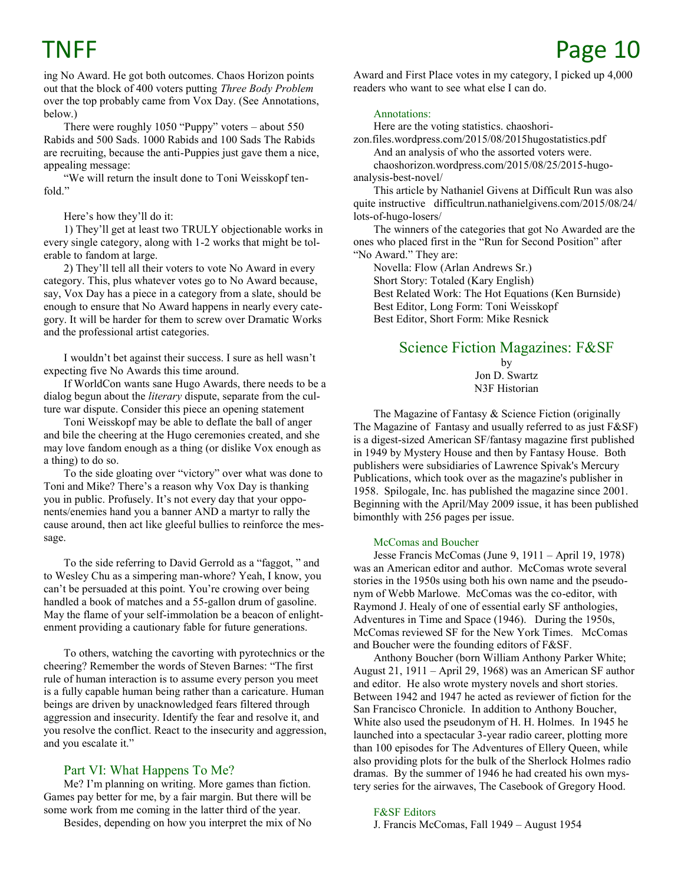ing No Award. He got both outcomes. Chaos Horizon points out that the block of 400 voters putting *Three Body Problem* over the top probably came from Vox Day. (See Annotations, below.)

There were roughly 1050 "Puppy" voters – about 550 Rabids and 500 Sads. 1000 Rabids and 100 Sads The Rabids are recruiting, because the anti-Puppies just gave them a nice, appealing message:

"We will return the insult done to Toni Weisskopf ten-fold."

Here's how they'll do it:

1) They'll get at least two TRULY objectionable works in every single category, along with 1-2 works that might be tolerable to fandom at large.

2) They'll tell all their voters to vote No Award in every category. This, plus whatever votes go to No Award because, say, Vox Day has a piece in a category from a slate, should be enough to ensure that No Award happens in nearly every category. It will be harder for them to screw over Dramatic Works and the professional artist categories.

I wouldn't bet against their success. I sure as hell wasn't expecting five No Awards this time around.

If WorldCon wants sane Hugo Awards, there needs to be a dialog begun about the *literary* dispute, separate from the culture war dispute. Consider this piece an opening statement

Toni Weisskopf may be able to deflate the ball of anger and bile the cheering at the Hugo ceremonies created, and she may love fandom enough as a thing (or dislike Vox enough as a thing) to do so.

To the side gloating over "victory" over what was done to Toni and Mike? There's a reason why Vox Day is thanking you in public. Profusely. It's not every day that your opponents/enemies hand you a banner AND a martyr to rally the cause around, then act like gleeful bullies to reinforce the message.

To the side referring to David Gerrold as a "faggot, " and to Wesley Chu as a simpering man-whore? Yeah, I know, you can't be persuaded at this point. You're crowing over being handled a book of matches and a 55-gallon drum of gasoline. May the flame of your self-immolation be a beacon of enlightenment providing a cautionary fable for future generations.

To others, watching the cavorting with pyrotechnics or the cheering? Remember the words of Steven Barnes: "The first rule of human interaction is to assume every person you meet is a fully capable human being rather than a caricature. Human beings are driven by unacknowledged fears filtered through aggression and insecurity. Identify the fear and resolve it, and you resolve the conflict. React to the insecurity and aggression, and you escalate it."

## Part VI: What Happens To Me?

Me? I'm planning on writing. More games than fiction. Games pay better for me, by a fair margin. But there will be some work from me coming in the latter third of the year.

Besides, depending on how you interpret the mix of No Award and First Place votes in my category, I picked up 4,000 readers who want to see what else I can do.

### Annotations:

Here are the voting statistics. chaoshorizon.files.wordpress.com/2015/08/2015hugostatistics.pdf

And an analysis of who the assorted voters were. chaoshorizon.wordpress.com/2015/08/25/2015-hugo-analysis-best-novel/

This article by Nathaniel Givens at Difficult Run was also quite instructive difficultrun.nathanielgivens.com/2015/08/24/lots-of-hugo-losers/

The winners of the categories that got No Awarded are the ones who placed first in the "Run for Second Position" after "No Award." They are:

Novella: Flow (Arlan Andrews Sr.)
Short Story: Totaled (Kary English)
Best Related Work: The Hot Equations (Ken Burnside)
Best Editor, Long Form: Toni Weisskopf
Best Editor, Short Form: Mike Resnick

# Science Fiction Magazines: F&SF

by
Jon D. Swartz
N3F Historian

The Magazine of Fantasy & Science Fiction (originally The Magazine of Fantasy and usually referred to as just F&SF) is a digest-sized American SF/fantasy magazine first published in 1949 by Mystery House and then by Fantasy House. Both publishers were subsidiaries of Lawrence Spivak's Mercury Publications, which took over as the magazine's publisher in 1958. Spilogale, Inc. has published the magazine since 2001. Beginning with the April/May 2009 issue, it has been published bimonthly with 256 pages per issue.

### McComas and Boucher

Jesse Francis McComas (June 9, 1911 – April 19, 1978) was an American editor and author. McComas wrote several stories in the 1950s using both his own name and the pseudonym of Webb Marlowe. McComas was the co-editor, with Raymond J. Healy of one of essential early SF anthologies, Adventures in Time and Space (1946). During the 1950s, McComas reviewed SF for the New York Times. McComas and Boucher were the founding editors of F&SF.

Anthony Boucher (born William Anthony Parker White; August 21, 1911 – April 29, 1968) was an American SF author and editor. He also wrote mystery novels and short stories. Between 1942 and 1947 he acted as reviewer of fiction for the San Francisco Chronicle. In addition to Anthony Boucher, White also used the pseudonym of H. H. Holmes. In 1945 he launched into a spectacular 3-year radio career, plotting more than 100 episodes for The Adventures of Ellery Queen, while also providing plots for the bulk of the Sherlock Holmes radio dramas. By the summer of 1946 he had created his own mystery series for the airwaves, The Casebook of Gregory Hood.

### F&SF Editors

J. Francis McComas, Fall 1949 – August 1954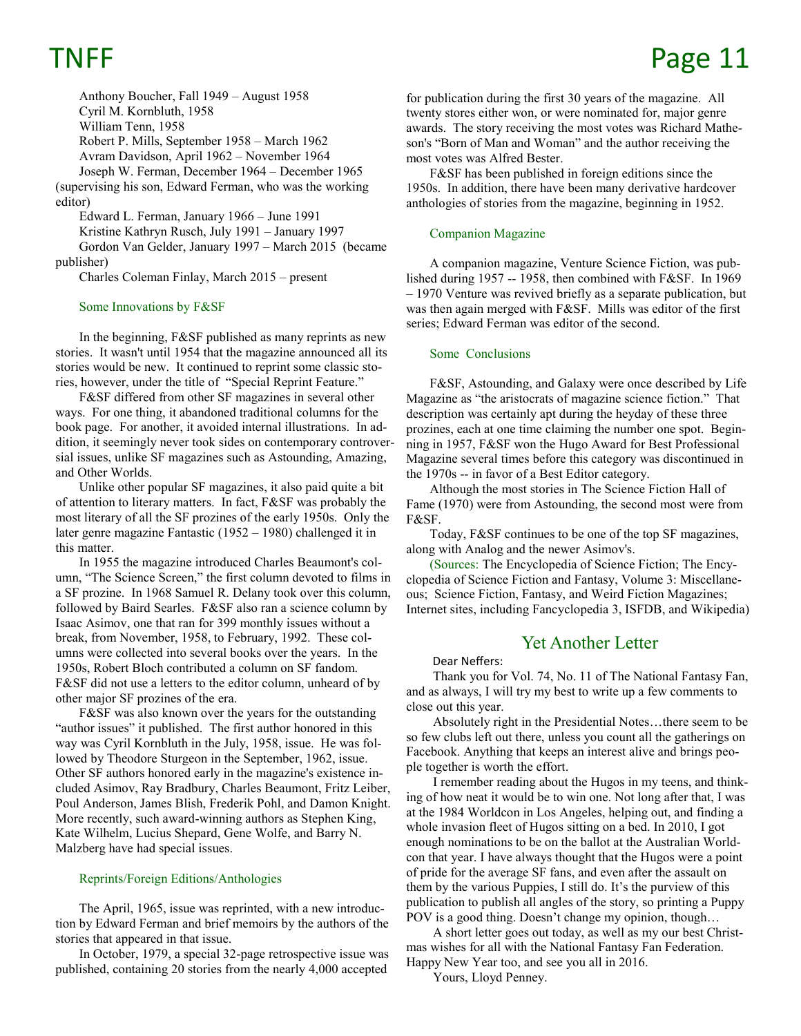Anthony Boucher, Fall 1949 – August 1958
Cyril M. Kornbluth, 1958
William Tenn, 1958
Robert P. Mills, September 1958 – March 1962
Avram Davidson, April 1962 – November 1964
Joseph W. Ferman, December 1964 – December 1965 (supervising his son, Edward Ferman, who was the working editor)
Edward L. Ferman, January 1966 – June 1991
Kristine Kathryn Rusch, July 1991 – January 1997
Gordon Van Gelder, January 1997 – March 2015 (became publisher)
Charles Coleman Finlay, March 2015 – present

### Some Innovations by F&SF

In the beginning, F&SF published as many reprints as new stories. It wasn't until 1954 that the magazine announced all its stories would be new. It continued to reprint some classic stories, however, under the title of "Special Reprint Feature."

F&SF differed from other SF magazines in several other ways. For one thing, it abandoned traditional columns for the book page. For another, it avoided internal illustrations. In addition, it seemingly never took sides on contemporary controversial issues, unlike SF magazines such as Astounding, Amazing, and Other Worlds.

Unlike other popular SF magazines, it also paid quite a bit of attention to literary matters. In fact, F&SF was probably the most literary of all the SF prozines of the early 1950s. Only the later genre magazine Fantastic (1952 – 1980) challenged it in this matter.

In 1955 the magazine introduced Charles Beaumont's column, "The Science Screen," the first column devoted to films in a SF prozine. In 1968 Samuel R. Delany took over this column, followed by Baird Searles. F&SF also ran a science column by Isaac Asimov, one that ran for 399 monthly issues without a break, from November, 1958, to February, 1992. These columns were collected into several books over the years. In the 1950s, Robert Bloch contributed a column on SF fandom. F&SF did not use a letters to the editor column, unheard of by other major SF prozines of the era.

F&SF was also known over the years for the outstanding "author issues" it published. The first author honored in this way was Cyril Kornbluth in the July, 1958, issue. He was followed by Theodore Sturgeon in the September, 1962, issue. Other SF authors honored early in the magazine's existence included Asimov, Ray Bradbury, Charles Beaumont, Fritz Leiber, Poul Anderson, James Blish, Frederik Pohl, and Damon Knight. More recently, such award-winning authors as Stephen King, Kate Wilhelm, Lucius Shepard, Gene Wolfe, and Barry N. Malzberg have had special issues.

### Reprints/Foreign Editions/Anthologies

The April, 1965, issue was reprinted, with a new introduction by Edward Ferman and brief memoirs by the authors of the stories that appeared in that issue.

In October, 1979, a special 32-page retrospective issue was published, containing 20 stories from the nearly 4,000 accepted for publication during the first 30 years of the magazine. All twenty stores either won, or were nominated for, major genre awards. The story receiving the most votes was Richard Matheson's "Born of Man and Woman" and the author receiving the most votes was Alfred Bester.

F&SF has been published in foreign editions since the 1950s. In addition, there have been many derivative hardcover anthologies of stories from the magazine, beginning in 1952.

### Companion Magazine

A companion magazine, Venture Science Fiction, was published during 1957 -- 1958, then combined with F&SF. In 1969 – 1970 Venture was revived briefly as a separate publication, but was then again merged with F&SF. Mills was editor of the first series; Edward Ferman was editor of the second.

### Some Conclusions

F&SF, Astounding, and Galaxy were once described by Life Magazine as "the aristocrats of magazine science fiction." That description was certainly apt during the heyday of these three prozines, each at one time claiming the number one spot. Beginning in 1957, F&SF won the Hugo Award for Best Professional Magazine several times before this category was discontinued in the 1970s -- in favor of a Best Editor category.

Although the most stories in The Science Fiction Hall of Fame (1970) were from Astounding, the second most were from F&SF.

Today, F&SF continues to be one of the top SF magazines, along with Analog and the newer Asimov's.

(Sources: The Encyclopedia of Science Fiction; The Encyclopedia of Science Fiction and Fantasy, Volume 3: Miscellaneous; Science Fiction, Fantasy, and Weird Fiction Magazines; Internet sites, including Fancyclopedia 3, ISFDB, and Wikipedia)

## Yet Another Letter

Dear Neffers:

Thank you for Vol. 74, No. 11 of The National Fantasy Fan, and as always, I will try my best to write up a few comments to close out this year.

Absolutely right in the Presidential Notes…there seem to be so few clubs left out there, unless you count all the gatherings on Facebook. Anything that keeps an interest alive and brings people together is worth the effort.

I remember reading about the Hugos in my teens, and thinking of how neat it would be to win one. Not long after that, I was at the 1984 Worldcon in Los Angeles, helping out, and finding a whole invasion fleet of Hugos sitting on a bed. In 2010, I got enough nominations to be on the ballot at the Australian Worldcon that year. I have always thought that the Hugos were a point of pride for the average SF fans, and even after the assault on them by the various Puppies, I still do. It's the purview of this publication to publish all angles of the story, so printing a Puppy POV is a good thing. Doesn't change my opinion, though…

A short letter goes out today, as well as my our best Christmas wishes for all with the National Fantasy Fan Federation. Happy New Year too, and see you all in 2016.

Yours, Lloyd Penney.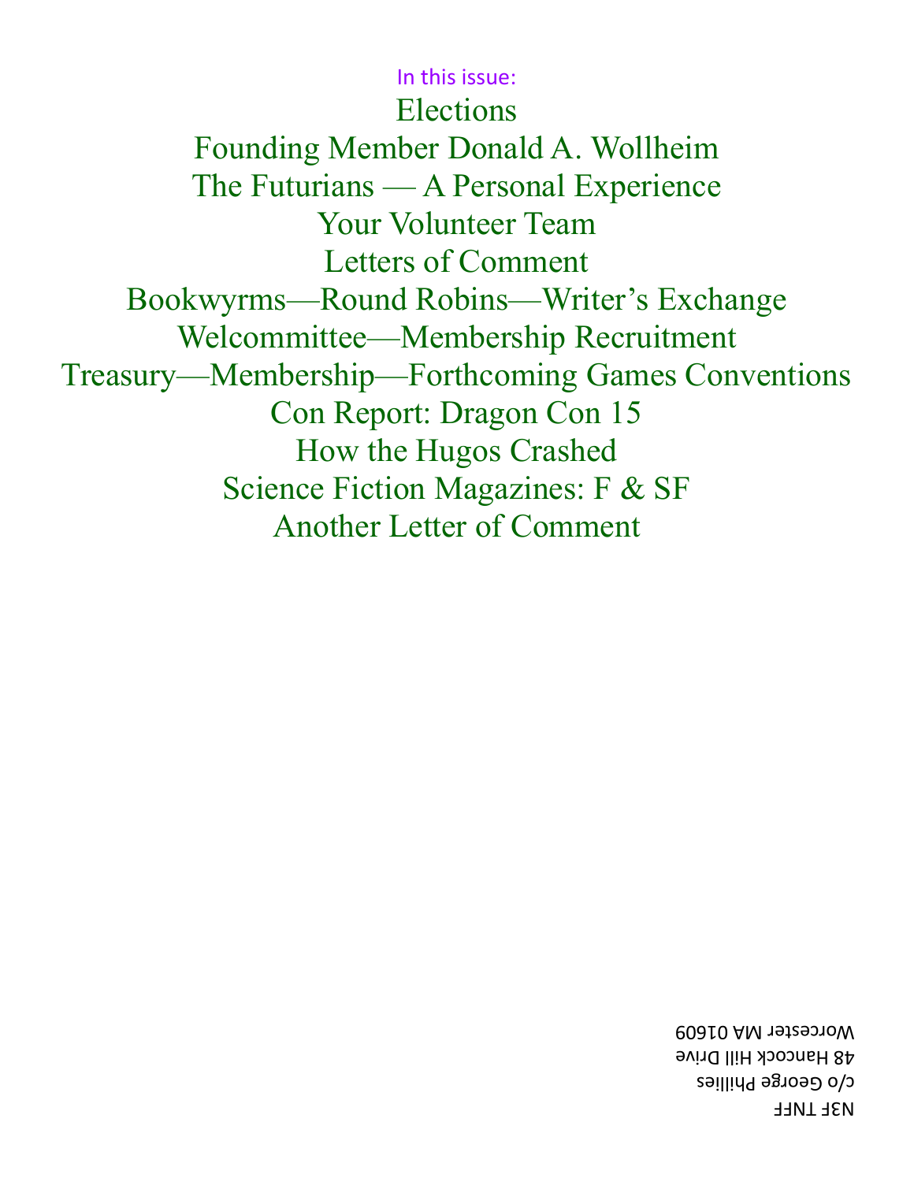In this issue:

Elections

Founding Member Donald A. Wollheim

The Futurians — A Personal Experience

Your Volunteer Team

Letters of Comment

Bookwyrms—Round Robins—Writer's Exchange

Welcommittee—Membership Recruitment

Treasury—Membership—Forthcoming Games Conventions

Con Report: Dragon Con 15

How the Hugos Crashed

Science Fiction Magazines: F & SF

Another Letter of Comment

N3F TNFF
c/o George Phillies
48 Hancock Hill Drive
Worcester MA 01609